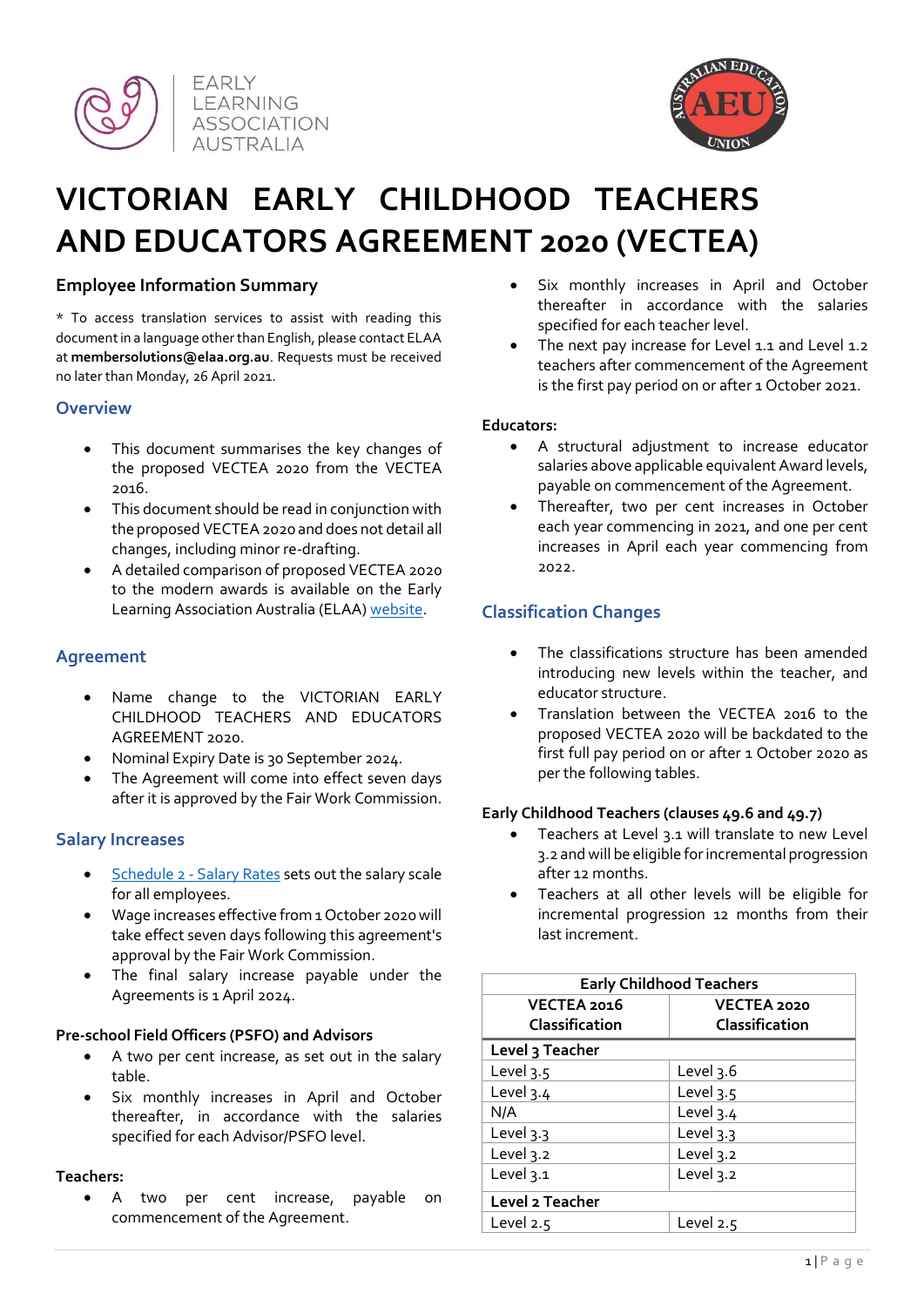# VICTORIAN EARLY CHILDHOOD TEACHERS AND EDUCATORS AGREEMENT 2020 (VECTEA)

## Employee Information Summary

* To access translation services to assist with reading this document in a language other than English, please contact ELAA at **membersolutions@elaa.org.au**. Requests must be received no later than Monday, 26 April 2021.

### Overview

- This document summarises the key changes of the proposed VECTEA 2020 from the VECTEA 2016.
- This document should be read in conjunction with the proposed VECTEA 2020 and does not detail all changes, including minor re-drafting.
- A detailed comparison of proposed VECTEA 2020 to the modern awards is available on the Early Learning Association Australia (ELAA) website.

### Agreement

- Name change to the VICTORIAN EARLY CHILDHOOD TEACHERS AND EDUCATORS AGREEMENT 2020.
- Nominal Expiry Date is 30 September 2024.
- The Agreement will come into effect seven days after it is approved by the Fair Work Commission.

### Salary Increases

- Schedule 2 - Salary Rates sets out the salary scale for all employees.
- Wage increases effective from 1 October 2020 will take effect seven days following this agreement's approval by the Fair Work Commission.
- The final salary increase payable under the Agreements is 1 April 2024.

**Pre-school Field Officers (PSFO) and Advisors**

- A two per cent increase, as set out in the salary table.
- Six monthly increases in April and October thereafter, in accordance with the salaries specified for each Advisor/PSFO level.

**Teachers:**

- A two per cent increase, payable on commencement of the Agreement.
- Six monthly increases in April and October thereafter in accordance with the salaries specified for each teacher level.
- The next pay increase for Level 1.1 and Level 1.2 teachers after commencement of the Agreement is the first pay period on or after 1 October 2021.

**Educators:**

- A structural adjustment to increase educator salaries above applicable equivalent Award levels, payable on commencement of the Agreement.
- Thereafter, two per cent increases in October each year commencing in 2021, and one per cent increases in April each year commencing from 2022.

### Classification Changes

- The classifications structure has been amended introducing new levels within the teacher, and educator structure.
- Translation between the VECTEA 2016 to the proposed VECTEA 2020 will be backdated to the first full pay period on or after 1 October 2020 as per the following tables.

**Early Childhood Teachers (clauses 49.6 and 49.7)**

- Teachers at Level 3.1 will translate to new Level 3.2 and will be eligible for incremental progression after 12 months.
- Teachers at all other levels will be eligible for incremental progression 12 months from their last increment.

| Early Childhood Teachers | |
|---|---|
| **VECTEA 2016 Classification** | **VECTEA 2020 Classification** |
| **Level 3 Teacher** | |
| Level 3.5 | Level 3.6 |
| Level 3.4 | Level 3.5 |
| N/A | Level 3.4 |
| Level 3.3 | Level 3.3 |
| Level 3.2 | Level 3.2 |
| Level 3.1 | Level 3.2 |
| **Level 2 Teacher** | |
| Level 2.5 | Level 2.5 |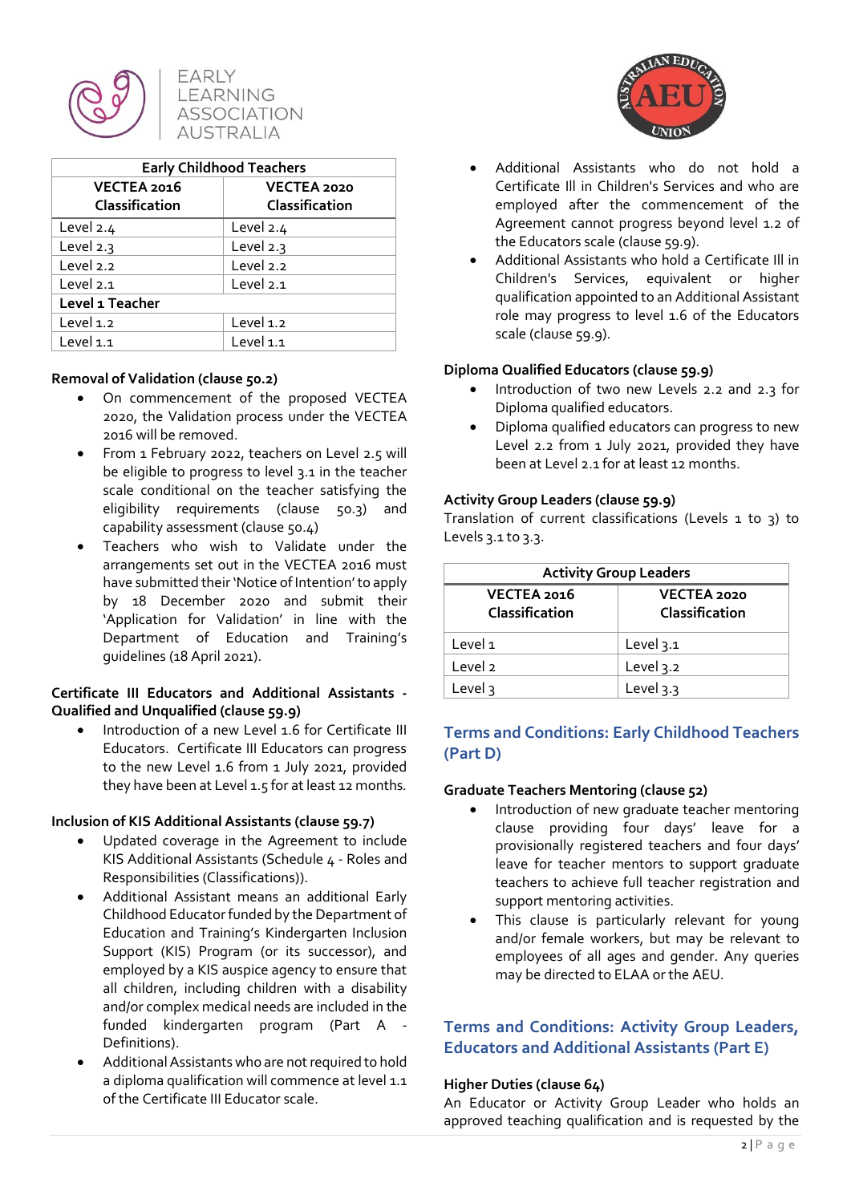| Early Childhood Teachers | |
|---|---|
| **VECTEA 2016 Classification** | **VECTEA 2020 Classification** |
| Level 2.4 | Level 2.4 |
| Level 2.3 | Level 2.3 |
| Level 2.2 | Level 2.2 |
| Level 2.1 | Level 2.1 |
| **Level 1 Teacher** | |
| Level 1.2 | Level 1.2 |
| Level 1.1 | Level 1.1 |

**Removal of Validation (clause 50.2)**

- On commencement of the proposed VECTEA 2020, the Validation process under the VECTEA 2016 will be removed.
- From 1 February 2022, teachers on Level 2.5 will be eligible to progress to level 3.1 in the teacher scale conditional on the teacher satisfying the eligibility requirements (clause 50.3) and capability assessment (clause 50.4)
- Teachers who wish to Validate under the arrangements set out in the VECTEA 2016 must have submitted their 'Notice of Intention' to apply by 18 December 2020 and submit their 'Application for Validation' in line with the Department of Education and Training's guidelines (18 April 2021).

**Certificate III Educators and Additional Assistants - Qualified and Unqualified (clause 59.9)**

- Introduction of a new Level 1.6 for Certificate III Educators. Certificate III Educators can progress to the new Level 1.6 from 1 July 2021, provided they have been at Level 1.5 for at least 12 months.

**Inclusion of KIS Additional Assistants (clause 59.7)**

- Updated coverage in the Agreement to include KIS Additional Assistants (Schedule 4 - Roles and Responsibilities (Classifications)).
- Additional Assistant means an additional Early Childhood Educator funded by the Department of Education and Training's Kindergarten Inclusion Support (KIS) Program (or its successor), and employed by a KIS auspice agency to ensure that all children, including children with a disability and/or complex medical needs are included in the funded kindergarten program (Part A - Definitions).
- Additional Assistants who are not required to hold a diploma qualification will commence at level 1.1 of the Certificate III Educator scale.
- Additional Assistants who do not hold a Certificate III in Children's Services and who are employed after the commencement of the Agreement cannot progress beyond level 1.2 of the Educators scale (clause 59.9).
- Additional Assistants who hold a Certificate III in Children's Services, equivalent or higher qualification appointed to an Additional Assistant role may progress to level 1.6 of the Educators scale (clause 59.9).

**Diploma Qualified Educators (clause 59.9)**

- Introduction of two new Levels 2.2 and 2.3 for Diploma qualified educators.
- Diploma qualified educators can progress to new Level 2.2 from 1 July 2021, provided they have been at Level 2.1 for at least 12 months.

**Activity Group Leaders (clause 59.9)**

Translation of current classifications (Levels 1 to 3) to Levels 3.1 to 3.3.

| Activity Group Leaders | |
|---|---|
| **VECTEA 2016 Classification** | **VECTEA 2020 Classification** |
| Level 1 | Level 3.1 |
| Level 2 | Level 3.2 |
| Level 3 | Level 3.3 |

## Terms and Conditions: Early Childhood Teachers (Part D)

**Graduate Teachers Mentoring (clause 52)**

- Introduction of new graduate teacher mentoring clause providing four days' leave for a provisionally registered teachers and four days' leave for teacher mentors to support graduate teachers to achieve full teacher registration and support mentoring activities.
- This clause is particularly relevant for young and/or female workers, but may be relevant to employees of all ages and gender. Any queries may be directed to ELAA or the AEU.

## Terms and Conditions: Activity Group Leaders, Educators and Additional Assistants (Part E)

**Higher Duties (clause 64)**

An Educator or Activity Group Leader who holds an approved teaching qualification and is requested by the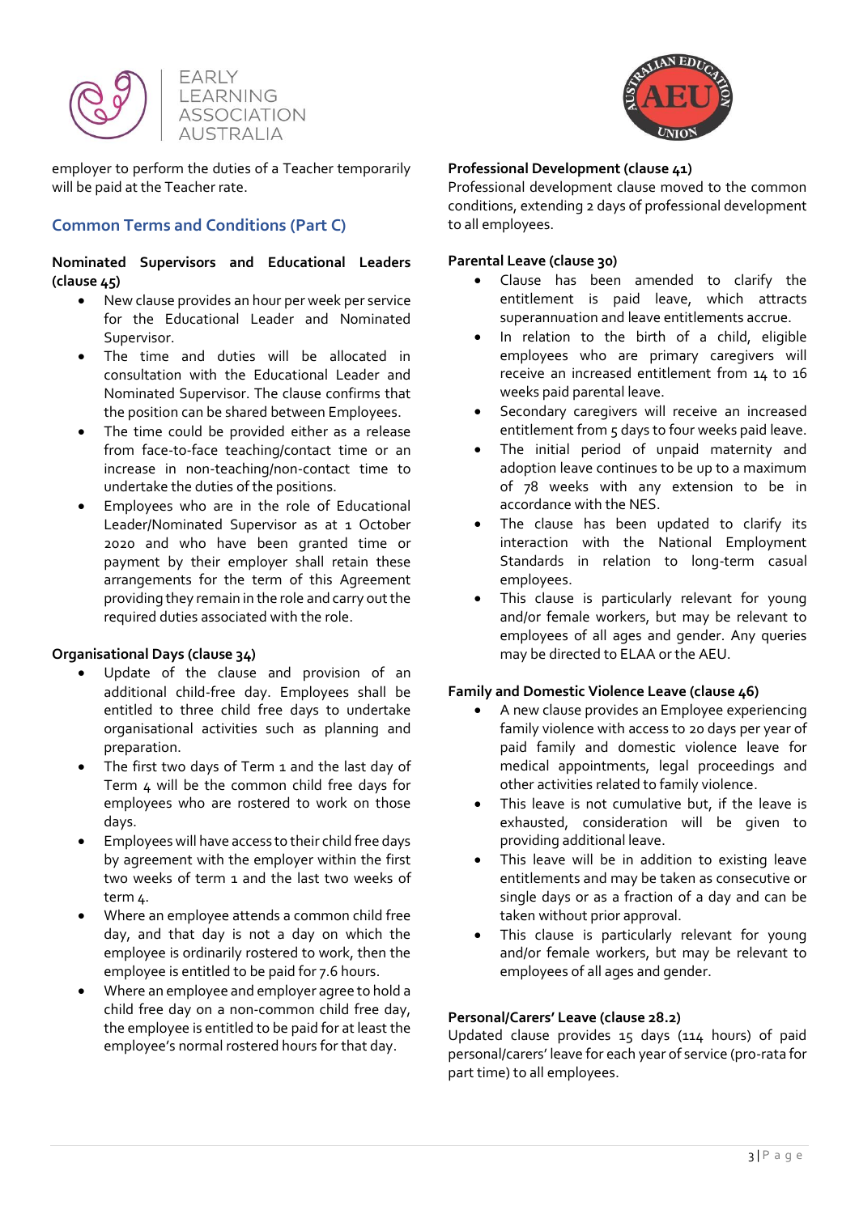employer to perform the duties of a Teacher temporarily will be paid at the Teacher rate.

## Common Terms and Conditions (Part C)

**Nominated Supervisors and Educational Leaders (clause 45)**

- New clause provides an hour per week per service for the Educational Leader and Nominated Supervisor.
- The time and duties will be allocated in consultation with the Educational Leader and Nominated Supervisor. The clause confirms that the position can be shared between Employees.
- The time could be provided either as a release from face-to-face teaching/contact time or an increase in non-teaching/non-contact time to undertake the duties of the positions.
- Employees who are in the role of Educational Leader/Nominated Supervisor as at 1 October 2020 and who have been granted time or payment by their employer shall retain these arrangements for the term of this Agreement providing they remain in the role and carry out the required duties associated with the role.

**Organisational Days (clause 34)**

- Update of the clause and provision of an additional child-free day. Employees shall be entitled to three child free days to undertake organisational activities such as planning and preparation.
- The first two days of Term 1 and the last day of Term 4 will be the common child free days for employees who are rostered to work on those days.
- Employees will have access to their child free days by agreement with the employer within the first two weeks of term 1 and the last two weeks of term 4.
- Where an employee attends a common child free day, and that day is not a day on which the employee is ordinarily rostered to work, then the employee is entitled to be paid for 7.6 hours.
- Where an employee and employer agree to hold a child free day on a non-common child free day, the employee is entitled to be paid for at least the employee's normal rostered hours for that day.

**Professional Development (clause 41)**

Professional development clause moved to the common conditions, extending 2 days of professional development to all employees.

**Parental Leave (clause 30)**

- Clause has been amended to clarify the entitlement is paid leave, which attracts superannuation and leave entitlements accrue.
- In relation to the birth of a child, eligible employees who are primary caregivers will receive an increased entitlement from 14 to 16 weeks paid parental leave.
- Secondary caregivers will receive an increased entitlement from 5 days to four weeks paid leave.
- The initial period of unpaid maternity and adoption leave continues to be up to a maximum of 78 weeks with any extension to be in accordance with the NES.
- The clause has been updated to clarify its interaction with the National Employment Standards in relation to long-term casual employees.
- This clause is particularly relevant for young and/or female workers, but may be relevant to employees of all ages and gender. Any queries may be directed to ELAA or the AEU.

**Family and Domestic Violence Leave (clause 46)**

- A new clause provides an Employee experiencing family violence with access to 20 days per year of paid family and domestic violence leave for medical appointments, legal proceedings and other activities related to family violence.
- This leave is not cumulative but, if the leave is exhausted, consideration will be given to providing additional leave.
- This leave will be in addition to existing leave entitlements and may be taken as consecutive or single days or as a fraction of a day and can be taken without prior approval.
- This clause is particularly relevant for young and/or female workers, but may be relevant to employees of all ages and gender.

**Personal/Carers' Leave (clause 28.2)**

Updated clause provides 15 days (114 hours) of paid personal/carers' leave for each year of service (pro-rata for part time) to all employees.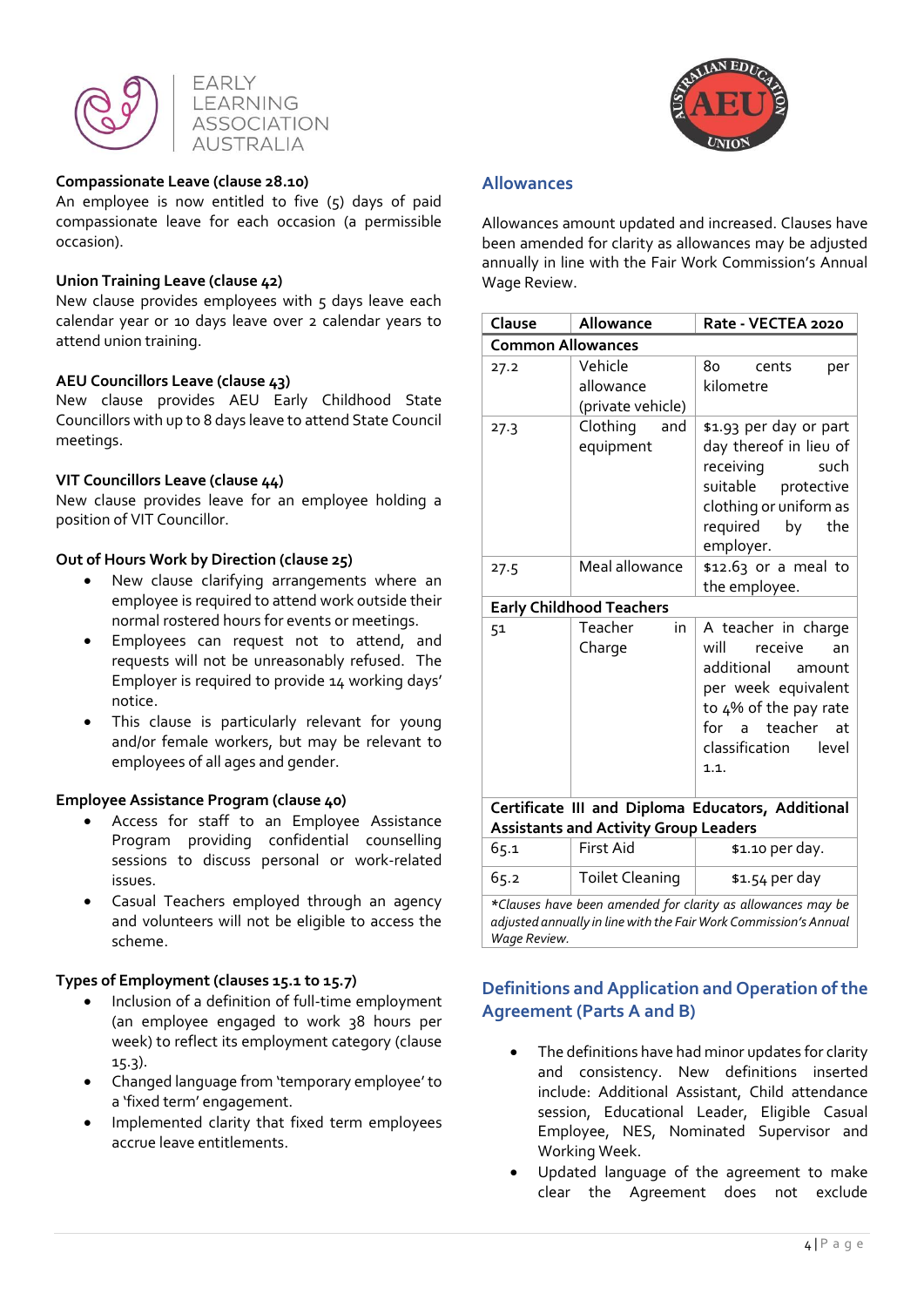**Compassionate Leave (clause 28.10)**

An employee is now entitled to five (5) days of paid compassionate leave for each occasion (a permissible occasion).

**Union Training Leave (clause 42)**

New clause provides employees with 5 days leave each calendar year or 10 days leave over 2 calendar years to attend union training.

**AEU Councillors Leave (clause 43)**

New clause provides AEU Early Childhood State Councillors with up to 8 days leave to attend State Council meetings.

**VIT Councillors Leave (clause 44)**

New clause provides leave for an employee holding a position of VIT Councillor.

**Out of Hours Work by Direction (clause 25)**

- New clause clarifying arrangements where an employee is required to attend work outside their normal rostered hours for events or meetings.
- Employees can request not to attend, and requests will not be unreasonably refused. The Employer is required to provide 14 working days' notice.
- This clause is particularly relevant for young and/or female workers, but may be relevant to employees of all ages and gender.

**Employee Assistance Program (clause 40)**

- Access for staff to an Employee Assistance Program providing confidential counselling sessions to discuss personal or work-related issues.
- Casual Teachers employed through an agency and volunteers will not be eligible to access the scheme.

**Types of Employment (clauses 15.1 to 15.7)**

- Inclusion of a definition of full-time employment (an employee engaged to work 38 hours per week) to reflect its employment category (clause 15.3).
- Changed language from 'temporary employee' to a 'fixed term' engagement.
- Implemented clarity that fixed term employees accrue leave entitlements.

## Allowances

Allowances amount updated and increased. Clauses have been amended for clarity as allowances may be adjusted annually in line with the Fair Work Commission's Annual Wage Review.

| Clause | Allowance | Rate - VECTEA 2020 |
|---|---|---|
| **Common Allowances** | | |
| 27.2 | Vehicle allowance (private vehicle) | 80 cents per kilometre |
| 27.3 | Clothing and equipment | $1.93 per day or part day thereof in lieu of receiving such suitable protective clothing or uniform as required by the employer. |
| 27.5 | Meal allowance | $12.63 or a meal to the employee. |
| **Early Childhood Teachers** | | |
| 51 | Teacher in Charge | A teacher in charge will receive an additional amount per week equivalent to 4% of the pay rate for a teacher at classification level 1.1. |
| **Certificate III and Diploma Educators, Additional Assistants and Activity Group Leaders** | | |
| 65.1 | First Aid | $1.10 per day. |
| 65.2 | Toilet Cleaning | $1.54 per day |
| *\*Clauses have been amended for clarity as allowances may be adjusted annually in line with the Fair Work Commission's Annual Wage Review.* | | |

## Definitions and Application and Operation of the Agreement (Parts A and B)

- The definitions have had minor updates for clarity and consistency. New definitions inserted include: Additional Assistant, Child attendance session, Educational Leader, Eligible Casual Employee, NES, Nominated Supervisor and Working Week.
- Updated language of the agreement to make clear the Agreement does not exclude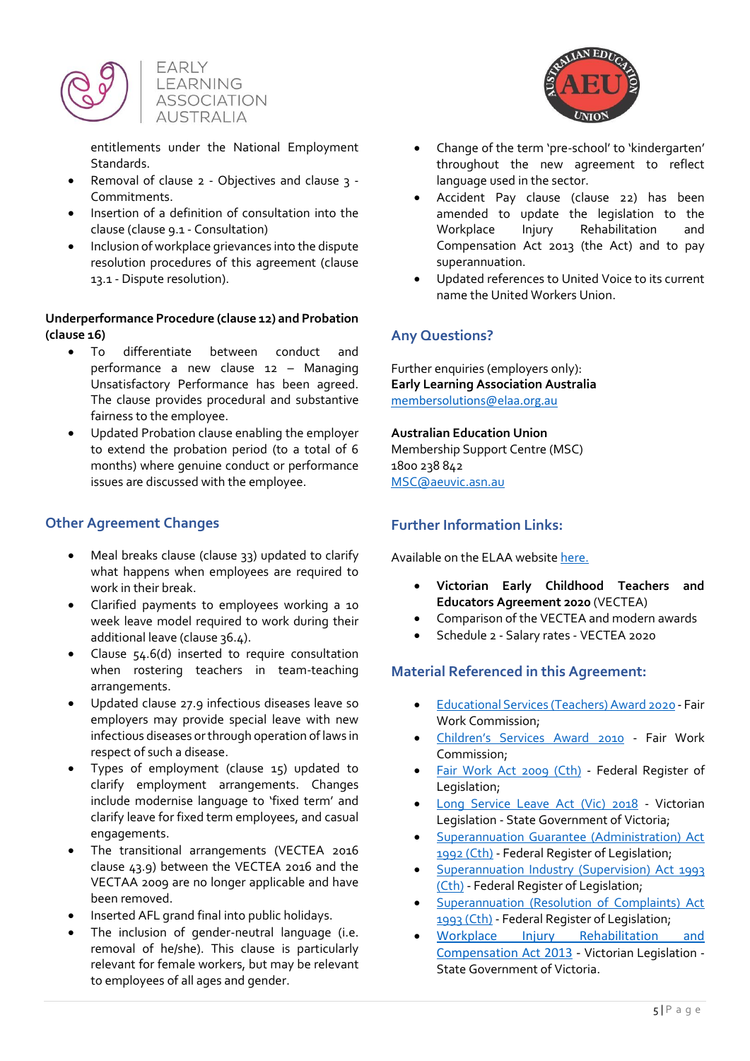entitlements under the National Employment Standards.

- Removal of clause 2 - Objectives and clause 3 - Commitments.
- Insertion of a definition of consultation into the clause (clause 9.1 - Consultation)
- Inclusion of workplace grievances into the dispute resolution procedures of this agreement (clause 13.1 - Dispute resolution).

**Underperformance Procedure (clause 12) and Probation (clause 16)**

- To differentiate between conduct and performance a new clause 12 – Managing Unsatisfactory Performance has been agreed. The clause provides procedural and substantive fairness to the employee.
- Updated Probation clause enabling the employer to extend the probation period (to a total of 6 months) where genuine conduct or performance issues are discussed with the employee.

## Other Agreement Changes

- Meal breaks clause (clause 33) updated to clarify what happens when employees are required to work in their break.
- Clarified payments to employees working a 10 week leave model required to work during their additional leave (clause 36.4).
- Clause 54.6(d) inserted to require consultation when rostering teachers in team-teaching arrangements.
- Updated clause 27.9 infectious diseases leave so employers may provide special leave with new infectious diseases or through operation of laws in respect of such a disease.
- Types of employment (clause 15) updated to clarify employment arrangements. Changes include modernise language to 'fixed term' and clarify leave for fixed term employees, and casual engagements.
- The transitional arrangements (VECTEA 2016 clause 43.9) between the VECTEA 2016 and the VECTAA 2009 are no longer applicable and have been removed.
- Inserted AFL grand final into public holidays.
- The inclusion of gender-neutral language (i.e. removal of he/she). This clause is particularly relevant for female workers, but may be relevant to employees of all ages and gender.
- Change of the term 'pre-school' to 'kindergarten' throughout the new agreement to reflect language used in the sector.
- Accident Pay clause (clause 22) has been amended to update the legislation to the Workplace Injury Rehabilitation and Compensation Act 2013 (the Act) and to pay superannuation.
- Updated references to United Voice to its current name the United Workers Union.

## Any Questions?

Further enquiries (employers only):
**Early Learning Association Australia**
membersolutions@elaa.org.au

**Australian Education Union**
Membership Support Centre (MSC)
1800 238 842
MSC@aeuvic.asn.au

## Further Information Links:

Available on the ELAA website here.

- **Victorian Early Childhood Teachers and Educators Agreement 2020** (VECTEA)
- Comparison of the VECTEA and modern awards
- Schedule 2 - Salary rates - VECTEA 2020

## Material Referenced in this Agreement:

- Educational Services (Teachers) Award 2020 - Fair Work Commission;
- Children's Services Award 2010 - Fair Work Commission;
- Fair Work Act 2009 (Cth) - Federal Register of Legislation;
- Long Service Leave Act (Vic) 2018 - Victorian Legislation - State Government of Victoria;
- Superannuation Guarantee (Administration) Act 1992 (Cth) - Federal Register of Legislation;
- Superannuation Industry (Supervision) Act 1993 (Cth) - Federal Register of Legislation;
- Superannuation (Resolution of Complaints) Act 1993 (Cth) - Federal Register of Legislation;
- Workplace Injury Rehabilitation and Compensation Act 2013 - Victorian Legislation - State Government of Victoria.